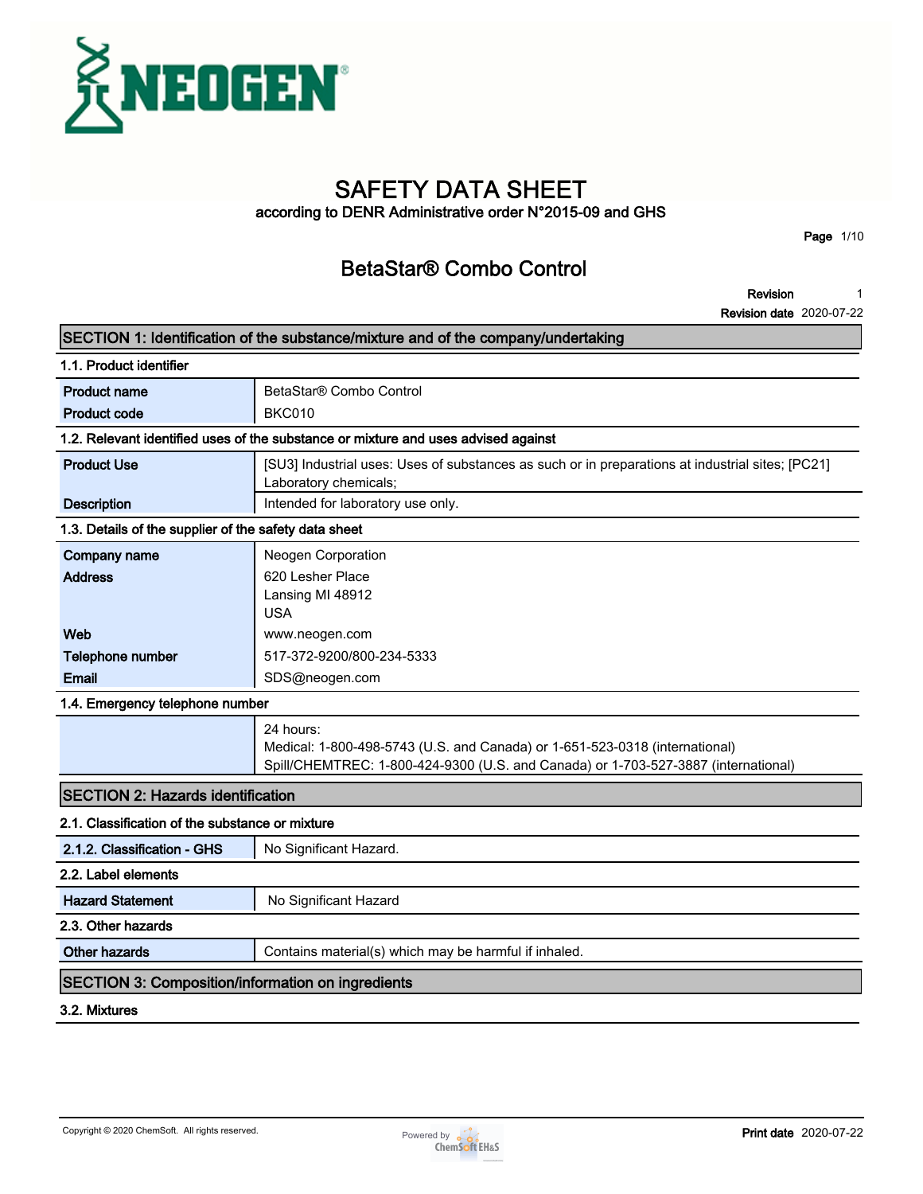# SAFETY DATA SHEET

according to DENR Administrative order N°2015-09 and GHS

## BetaStar® Combo Control

**Revision** 1
**Revision date** 2020-07-22

## SECTION 1: Identification of the substance/mixture and of the company/undertaking

### 1.1. Product identifier

| | |
|---|---|
| **Product name** | BetaStar® Combo Control |
| **Product code** | BKC010 |

### 1.2. Relevant identified uses of the substance or mixture and uses advised against

| | |
|---|---|
| **Product Use** | [SU3] Industrial uses: Uses of substances as such or in preparations at industrial sites; [PC21] Laboratory chemicals; |
| **Description** | Intended for laboratory use only. |

### 1.3. Details of the supplier of the safety data sheet

| | |
|---|---|
| **Company name** | Neogen Corporation |
| **Address** | 620 Lesher Place<br>Lansing MI 48912<br>USA |
| **Web** | www.neogen.com |
| **Telephone number** | 517-372-9200/800-234-5333 |
| **Email** | SDS@neogen.com |

### 1.4. Emergency telephone number

24 hours:
Medical: 1-800-498-5743 (U.S. and Canada) or 1-651-523-0318 (international)
Spill/CHEMTREC: 1-800-424-9300 (U.S. and Canada) or 1-703-527-3887 (international)

## SECTION 2: Hazards identification

### 2.1. Classification of the substance or mixture

| | |
|---|---|
| **2.1.2. Classification - GHS** | No Significant Hazard. |

### 2.2. Label elements

| | |
|---|---|
| **Hazard Statement** | No Significant Hazard |

### 2.3. Other hazards

| | |
|---|---|
| **Other hazards** | Contains material(s) which may be harmful if inhaled. |

## SECTION 3: Composition/information on ingredients

### 3.2. Mixtures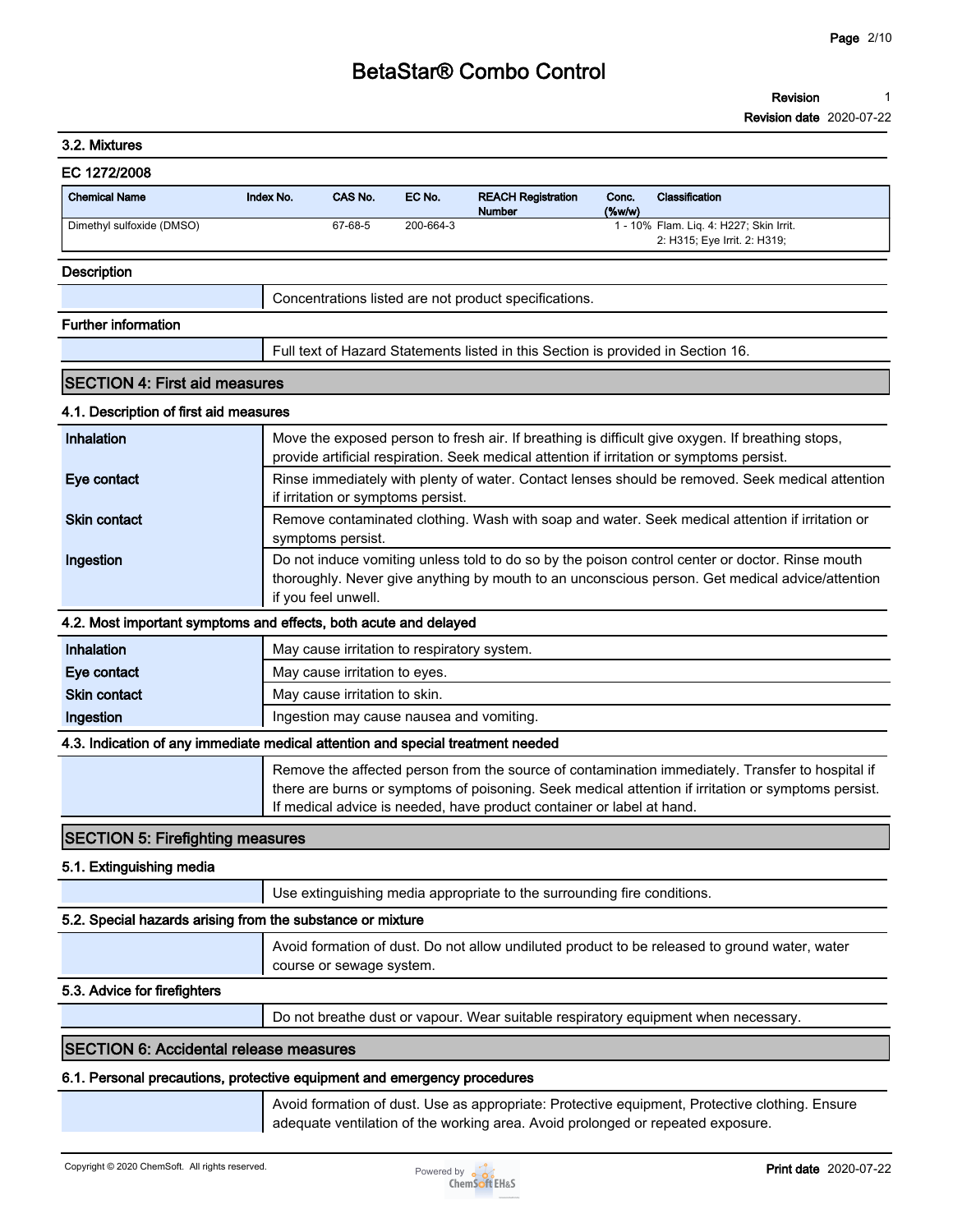### 3.2. Mixtures

**EC 1272/2008**

| Chemical Name | Index No. | CAS No. | EC No. | REACH Registration Number | Conc. (%w/w) | Classification |
|---|---|---|---|---|---|---|
| Dimethyl sulfoxide (DMSO) | | 67-68-5 | 200-664-3 | | 1 - 10% | Flam. Liq. 4: H227; Skin Irrit. 2: H315; Eye Irrit. 2: H319; |

**Description**

| | |
|---|---|
| | Concentrations listed are not product specifications. |

**Further information**

| | |
|---|---|
| | Full text of Hazard Statements listed in this Section is provided in Section 16. |

## SECTION 4: First aid measures

### 4.1. Description of first aid measures

| | |
|---|---|
| **Inhalation** | Move the exposed person to fresh air. If breathing is difficult give oxygen. If breathing stops, provide artificial respiration. Seek medical attention if irritation or symptoms persist. |
| **Eye contact** | Rinse immediately with plenty of water. Contact lenses should be removed. Seek medical attention if irritation or symptoms persist. |
| **Skin contact** | Remove contaminated clothing. Wash with soap and water. Seek medical attention if irritation or symptoms persist. |
| **Ingestion** | Do not induce vomiting unless told to do so by the poison control center or doctor. Rinse mouth thoroughly. Never give anything by mouth to an unconscious person. Get medical advice/attention if you feel unwell. |

### 4.2. Most important symptoms and effects, both acute and delayed

| | |
|---|---|
| **Inhalation** | May cause irritation to respiratory system. |
| **Eye contact** | May cause irritation to eyes. |
| **Skin contact** | May cause irritation to skin. |
| **Ingestion** | Ingestion may cause nausea and vomiting. |

### 4.3. Indication of any immediate medical attention and special treatment needed

| | |
|---|---|
| | Remove the affected person from the source of contamination immediately. Transfer to hospital if there are burns or symptoms of poisoning. Seek medical attention if irritation or symptoms persist. If medical advice is needed, have product container or label at hand. |

## SECTION 5: Firefighting measures

### 5.1. Extinguishing media

| | |
|---|---|
| | Use extinguishing media appropriate to the surrounding fire conditions. |

### 5.2. Special hazards arising from the substance or mixture

| | |
|---|---|
| | Avoid formation of dust. Do not allow undiluted product to be released to ground water, water course or sewage system. |

### 5.3. Advice for firefighters

| | |
|---|---|
| | Do not breathe dust or vapour. Wear suitable respiratory equipment when necessary. |

## SECTION 6: Accidental release measures

### 6.1. Personal precautions, protective equipment and emergency procedures

| | |
|---|---|
| | Avoid formation of dust. Use as appropriate: Protective equipment, Protective clothing. Ensure adequate ventilation of the working area. Avoid prolonged or repeated exposure. |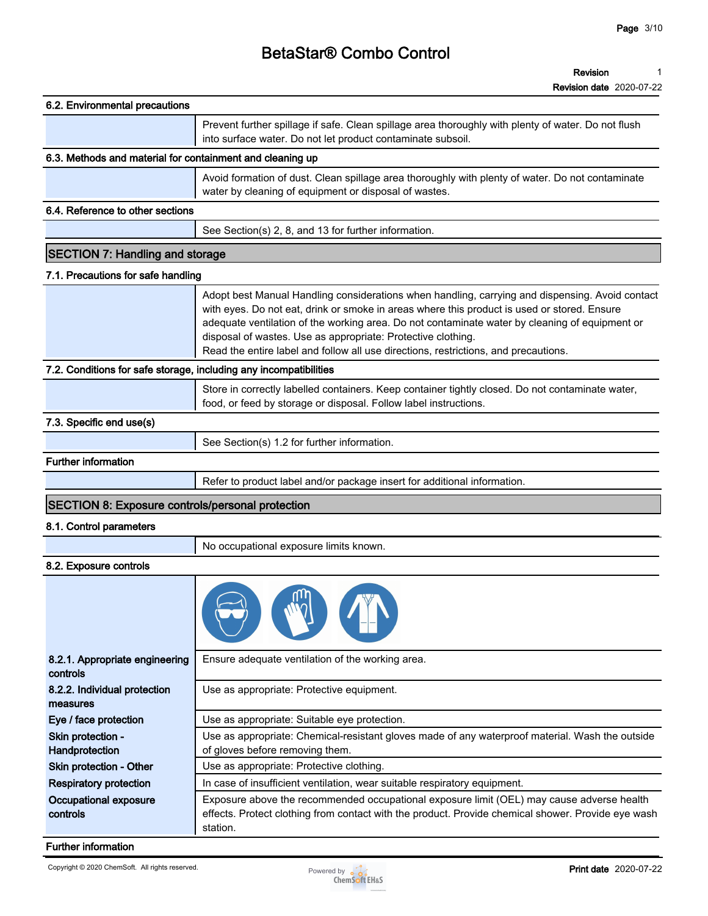### 6.2. Environmental precautions

Prevent further spillage if safe. Clean spillage area thoroughly with plenty of water. Do not flush into surface water. Do not let product contaminate subsoil.

### 6.3. Methods and material for containment and cleaning up

Avoid formation of dust. Clean spillage area thoroughly with plenty of water. Do not contaminate water by cleaning of equipment or disposal of wastes.

### 6.4. Reference to other sections

See Section(s) 2, 8, and 13 for further information.

## SECTION 7: Handling and storage

### 7.1. Precautions for safe handling

Adopt best Manual Handling considerations when handling, carrying and dispensing. Avoid contact with eyes. Do not eat, drink or smoke in areas where this product is used or stored. Ensure adequate ventilation of the working area. Do not contaminate water by cleaning of equipment or disposal of wastes. Use as appropriate: Protective clothing.
Read the entire label and follow all use directions, restrictions, and precautions.

### 7.2. Conditions for safe storage, including any incompatibilities

Store in correctly labelled containers. Keep container tightly closed. Do not contaminate water, food, or feed by storage or disposal. Follow label instructions.

### 7.3. Specific end use(s)

See Section(s) 1.2 for further information.

### Further information

Refer to product label and/or package insert for additional information.

## SECTION 8: Exposure controls/personal protection

### 8.1. Control parameters

No occupational exposure limits known.

### 8.2. Exposure controls

| | |
|---|---|
| 8.2.1. Appropriate engineering controls | Ensure adequate ventilation of the working area. |
| 8.2.2. Individual protection measures | Use as appropriate: Protective equipment. |
| Eye / face protection | Use as appropriate: Suitable eye protection. |
| Skin protection - Handprotection | Use as appropriate: Chemical-resistant gloves made of any waterproof material. Wash the outside of gloves before removing them. |
| Skin protection - Other | Use as appropriate: Protective clothing. |
| Respiratory protection | In case of insufficient ventilation, wear suitable respiratory equipment. |
| Occupational exposure controls | Exposure above the recommended occupational exposure limit (OEL) may cause adverse health effects. Protect clothing from contact with the product. Provide chemical shower. Provide eye wash station. |

### Further information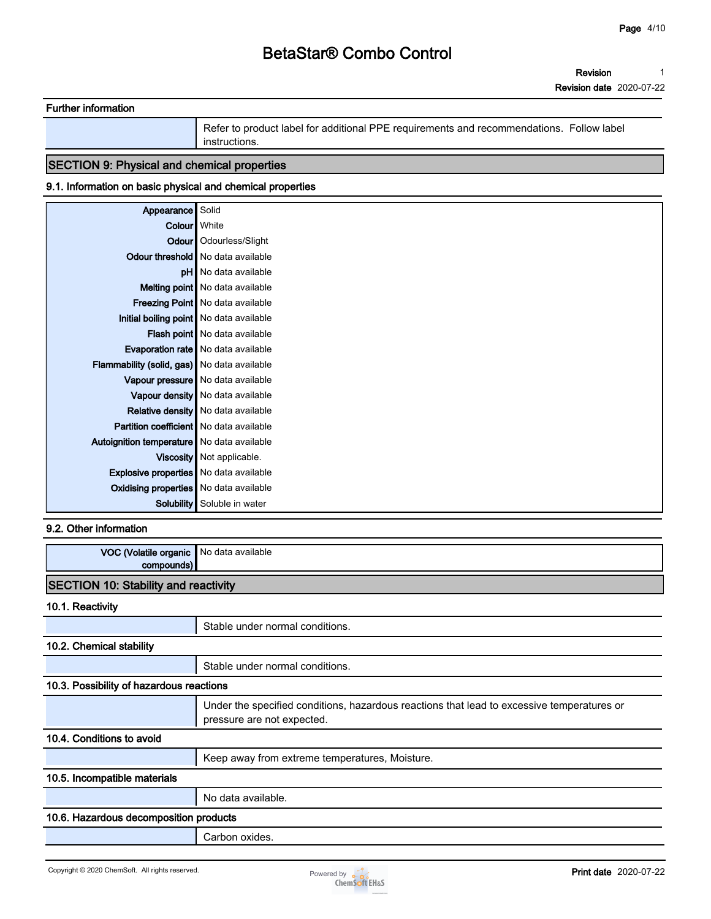### Further information

| | |
|---|---|
| | Refer to product label for additional PPE requirements and recommendations. Follow label instructions. |

## SECTION 9: Physical and chemical properties

### 9.1. Information on basic physical and chemical properties

| | |
|---|---|
| **Appearance** | Solid |
| **Colour** | White |
| **Odour** | Odourless/Slight |
| **Odour threshold** | No data available |
| **pH** | No data available |
| **Melting point** | No data available |
| **Freezing Point** | No data available |
| **Initial boiling point** | No data available |
| **Flash point** | No data available |
| **Evaporation rate** | No data available |
| **Flammability (solid, gas)** | No data available |
| **Vapour pressure** | No data available |
| **Vapour density** | No data available |
| **Relative density** | No data available |
| **Partition coefficient** | No data available |
| **Autoignition temperature** | No data available |
| **Viscosity** | Not applicable. |
| **Explosive properties** | No data available |
| **Oxidising properties** | No data available |
| **Solubility** | Soluble in water |

### 9.2. Other information

| | |
|---|---|
| **VOC (Volatile organic compounds)** | No data available |

## SECTION 10: Stability and reactivity

### 10.1. Reactivity

| | |
|---|---|
| | Stable under normal conditions. |

### 10.2. Chemical stability

| | |
|---|---|
| | Stable under normal conditions. |

### 10.3. Possibility of hazardous reactions

| | |
|---|---|
| | Under the specified conditions, hazardous reactions that lead to excessive temperatures or pressure are not expected. |

### 10.4. Conditions to avoid

| | |
|---|---|
| | Keep away from extreme temperatures, Moisture. |

### 10.5. Incompatible materials

| | |
|---|---|
| | No data available. |

### 10.6. Hazardous decomposition products

| | |
|---|---|
| | Carbon oxides. |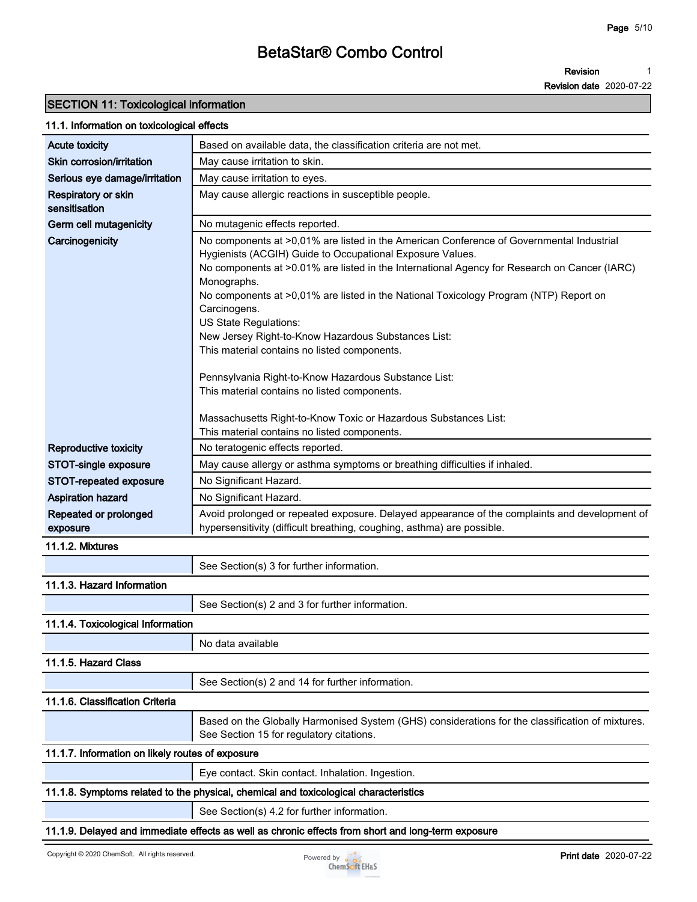## SECTION 11: Toxicological information

### 11.1. Information on toxicological effects

| | |
|---|---|
| **Acute toxicity** | Based on available data, the classification criteria are not met. |
| **Skin corrosion/irritation** | May cause irritation to skin. |
| **Serious eye damage/irritation** | May cause irritation to eyes. |
| **Respiratory or skin sensitisation** | May cause allergic reactions in susceptible people. |
| **Germ cell mutagenicity** | No mutagenic effects reported. |
| **Carcinogenicity** | No components at >0,01% are listed in the American Conference of Governmental Industrial Hygienists (ACGIH) Guide to Occupational Exposure Values.<br>No components at >0.01% are listed in the International Agency for Research on Cancer (IARC) Monographs.<br>No components at >0,01% are listed in the National Toxicology Program (NTP) Report on Carcinogens.<br>US State Regulations:<br>New Jersey Right-to-Know Hazardous Substances List:<br>This material contains no listed components.<br><br>Pennsylvania Right-to-Know Hazardous Substance List:<br>This material contains no listed components.<br><br>Massachusetts Right-to-Know Toxic or Hazardous Substances List:<br>This material contains no listed components. |
| **Reproductive toxicity** | No teratogenic effects reported. |
| **STOT-single exposure** | May cause allergy or asthma symptoms or breathing difficulties if inhaled. |
| **STOT-repeated exposure** | No Significant Hazard. |
| **Aspiration hazard** | No Significant Hazard. |
| **Repeated or prolonged exposure** | Avoid prolonged or repeated exposure. Delayed appearance of the complaints and development of hypersensitivity (difficult breathing, coughing, asthma) are possible. |

### 11.1.2. Mixtures

See Section(s) 3 for further information.

### 11.1.3. Hazard Information

See Section(s) 2 and 3 for further information.

### 11.1.4. Toxicological Information

No data available

### 11.1.5. Hazard Class

See Section(s) 2 and 14 for further information.

### 11.1.6. Classification Criteria

Based on the Globally Harmonised System (GHS) considerations for the classification of mixtures. See Section 15 for regulatory citations.

### 11.1.7. Information on likely routes of exposure

Eye contact. Skin contact. Inhalation. Ingestion.

### 11.1.8. Symptoms related to the physical, chemical and toxicological characteristics

See Section(s) 4.2 for further information.

### 11.1.9. Delayed and immediate effects as well as chronic effects from short and long-term exposure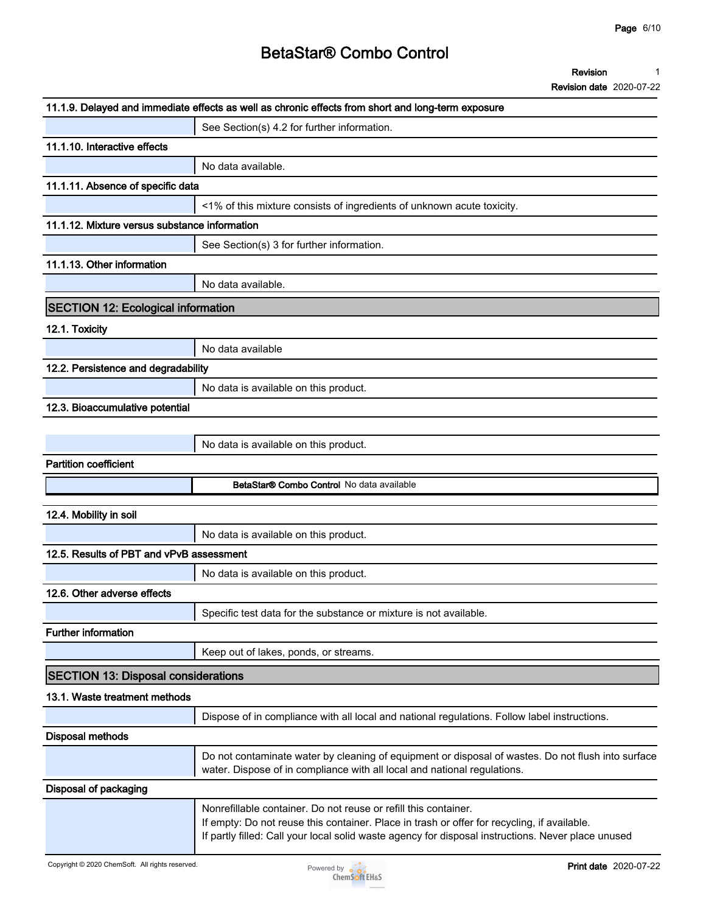#### 11.1.9. Delayed and immediate effects as well as chronic effects from short and long-term exposure

See Section(s) 4.2 for further information.

#### 11.1.10. Interactive effects

No data available.

#### 11.1.11. Absence of specific data

<1% of this mixture consists of ingredients of unknown acute toxicity.

#### 11.1.12. Mixture versus substance information

See Section(s) 3 for further information.

#### 11.1.13. Other information

No data available.

## SECTION 12: Ecological information

### 12.1. Toxicity

No data available

### 12.2. Persistence and degradability

No data is available on this product.

### 12.3. Bioaccumulative potential

No data is available on this product.

**Partition coefficient**

| | |
|---|---|
| **BetaStar® Combo Control** | No data available |

### 12.4. Mobility in soil

No data is available on this product.

### 12.5. Results of PBT and vPvB assessment

No data is available on this product.

### 12.6. Other adverse effects

Specific test data for the substance or mixture is not available.

**Further information**

Keep out of lakes, ponds, or streams.

## SECTION 13: Disposal considerations

### 13.1. Waste treatment methods

Dispose of in compliance with all local and national regulations. Follow label instructions.

**Disposal methods**

Do not contaminate water by cleaning of equipment or disposal of wastes. Do not flush into surface water. Dispose of in compliance with all local and national regulations.

**Disposal of packaging**

Nonrefillable container. Do not reuse or refill this container.
If empty: Do not reuse this container. Place in trash or offer for recycling, if available.
If partly filled: Call your local solid waste agency for disposal instructions. Never place unused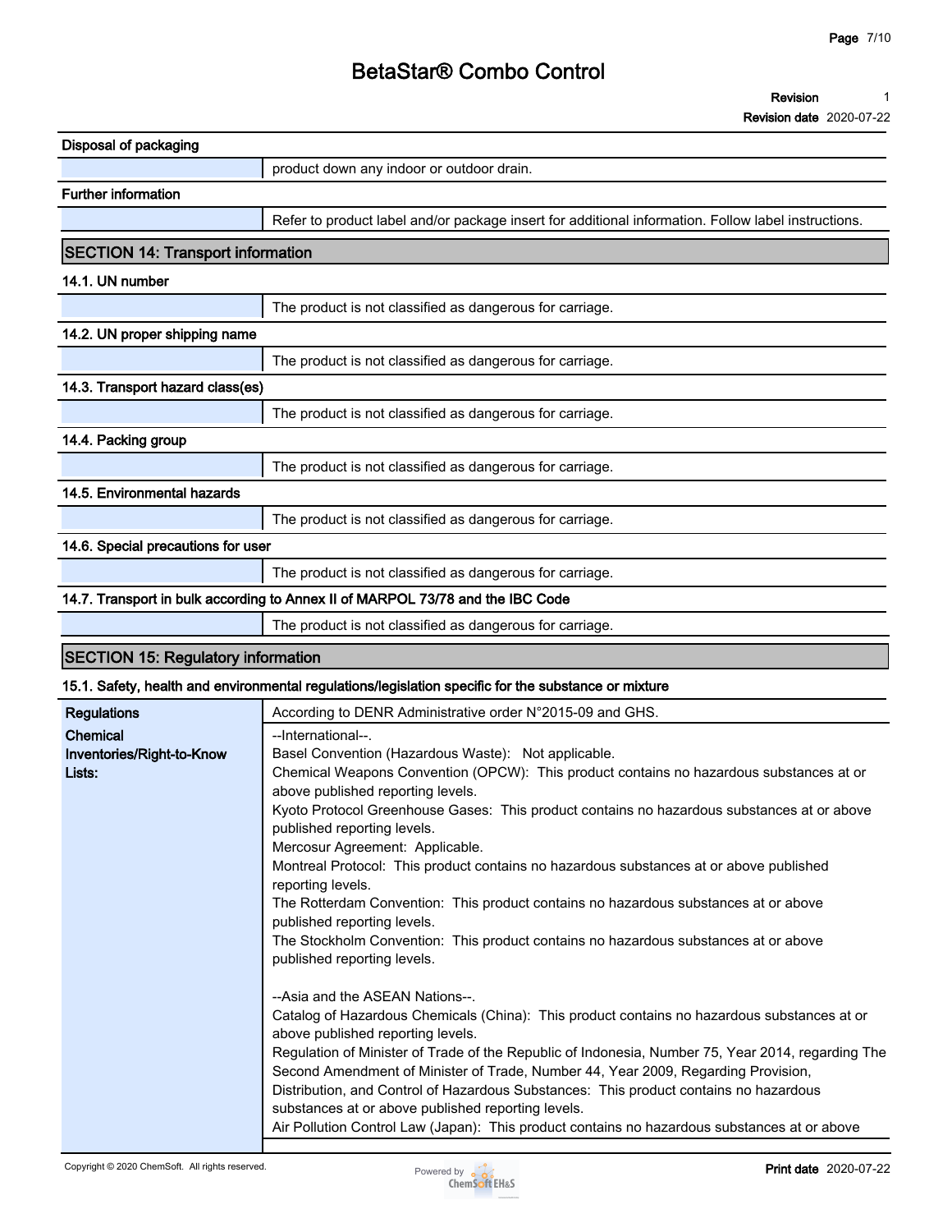**Disposal of packaging**

product down any indoor or outdoor drain.

**Further information**

Refer to product label and/or package insert for additional information. Follow label instructions.

## SECTION 14: Transport information

### 14.1. UN number

The product is not classified as dangerous for carriage.

### 14.2. UN proper shipping name

The product is not classified as dangerous for carriage.

### 14.3. Transport hazard class(es)

The product is not classified as dangerous for carriage.

### 14.4. Packing group

The product is not classified as dangerous for carriage.

### 14.5. Environmental hazards

The product is not classified as dangerous for carriage.

### 14.6. Special precautions for user

The product is not classified as dangerous for carriage.

### 14.7. Transport in bulk according to Annex II of MARPOL 73/78 and the IBC Code

The product is not classified as dangerous for carriage.

## SECTION 15: Regulatory information

### 15.1. Safety, health and environmental regulations/legislation specific for the substance or mixture

| | |
|---|---|
| **Regulations** | According to DENR Administrative order N°2015-09 and GHS. |
| **Chemical Inventories/Right-to-Know Lists:** | --International--.<br>Basel Convention (Hazardous Waste): Not applicable.<br>Chemical Weapons Convention (OPCW): This product contains no hazardous substances at or above published reporting levels.<br>Kyoto Protocol Greenhouse Gases: This product contains no hazardous substances at or above published reporting levels.<br>Mercosur Agreement: Applicable.<br>Montreal Protocol: This product contains no hazardous substances at or above published reporting levels.<br>The Rotterdam Convention: This product contains no hazardous substances at or above published reporting levels.<br>The Stockholm Convention: This product contains no hazardous substances at or above published reporting levels.<br><br>--Asia and the ASEAN Nations--.<br>Catalog of Hazardous Chemicals (China): This product contains no hazardous substances at or above published reporting levels.<br>Regulation of Minister of Trade of the Republic of Indonesia, Number 75, Year 2014, regarding The Second Amendment of Minister of Trade, Number 44, Year 2009, Regarding Provision, Distribution, and Control of Hazardous Substances: This product contains no hazardous substances at or above published reporting levels.<br>Air Pollution Control Law (Japan): This product contains no hazardous substances at or above |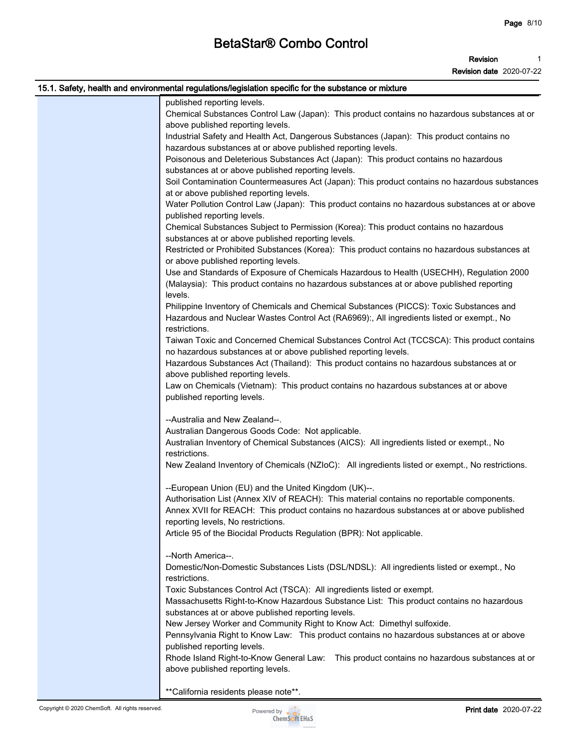## 15.1. Safety, health and environmental regulations/legislation specific for the substance or mixture

published reporting levels.
Chemical Substances Control Law (Japan): This product contains no hazardous substances at or above published reporting levels.
Industrial Safety and Health Act, Dangerous Substances (Japan): This product contains no hazardous substances at or above published reporting levels.
Poisonous and Deleterious Substances Act (Japan): This product contains no hazardous substances at or above published reporting levels.
Soil Contamination Countermeasures Act (Japan): This product contains no hazardous substances at or above published reporting levels.
Water Pollution Control Law (Japan): This product contains no hazardous substances at or above published reporting levels.
Chemical Substances Subject to Permission (Korea): This product contains no hazardous substances at or above published reporting levels.
Restricted or Prohibited Substances (Korea): This product contains no hazardous substances at or above published reporting levels.
Use and Standards of Exposure of Chemicals Hazardous to Health (USECHH), Regulation 2000 (Malaysia): This product contains no hazardous substances at or above published reporting levels.
Philippine Inventory of Chemicals and Chemical Substances (PICCS): Toxic Substances and Hazardous and Nuclear Wastes Control Act (RA6969):, All ingredients listed or exempt., No restrictions.
Taiwan Toxic and Concerned Chemical Substances Control Act (TCCSCA): This product contains no hazardous substances at or above published reporting levels.
Hazardous Substances Act (Thailand): This product contains no hazardous substances at or above published reporting levels.
Law on Chemicals (Vietnam): This product contains no hazardous substances at or above published reporting levels.

--Australia and New Zealand--.
Australian Dangerous Goods Code: Not applicable.
Australian Inventory of Chemical Substances (AICS): All ingredients listed or exempt., No restrictions.
New Zealand Inventory of Chemicals (NZIoC): All ingredients listed or exempt., No restrictions.

--European Union (EU) and the United Kingdom (UK)--.
Authorisation List (Annex XIV of REACH): This material contains no reportable components.
Annex XVII for REACH: This product contains no hazardous substances at or above published reporting levels, No restrictions.
Article 95 of the Biocidal Products Regulation (BPR): Not applicable.

--North America--.
Domestic/Non-Domestic Substances Lists (DSL/NDSL): All ingredients listed or exempt., No restrictions.
Toxic Substances Control Act (TSCA): All ingredients listed or exempt.
Massachusetts Right-to-Know Hazardous Substance List: This product contains no hazardous substances at or above published reporting levels.
New Jersey Worker and Community Right to Know Act: Dimethyl sulfoxide.
Pennsylvania Right to Know Law: This product contains no hazardous substances at or above published reporting levels.
Rhode Island Right-to-Know General Law: This product contains no hazardous substances at or above published reporting levels.

**California residents please note**.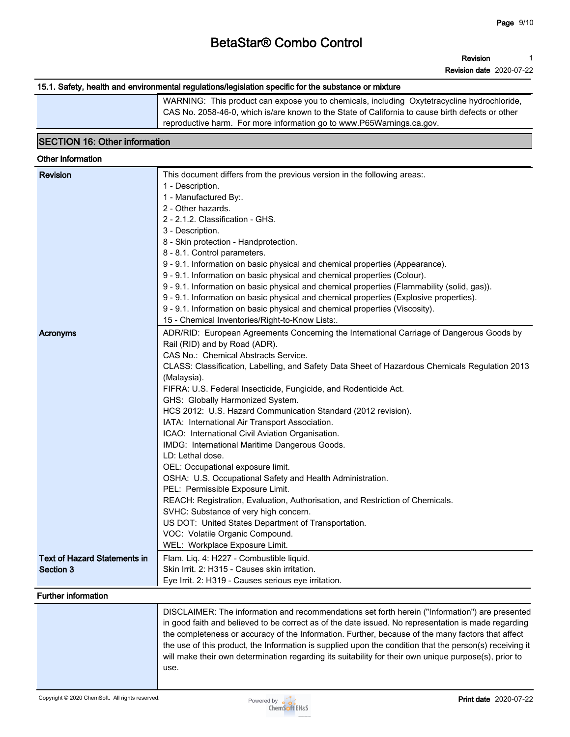### 15.1. Safety, health and environmental regulations/legislation specific for the substance or mixture

| | |
|---|---|
| | WARNING: This product can expose you to chemicals, including Oxytetracycline hydrochloride, CAS No. 2058-46-0, which is/are known to the State of California to cause birth defects or other reproductive harm. For more information go to www.P65Warnings.ca.gov. |

## SECTION 16: Other information

### Other information

| | |
|---|---|
| **Revision** | This document differs from the previous version in the following areas:.<br>1 - Description.<br>1 - Manufactured By:.<br>2 - Other hazards.<br>2 - 2.1.2. Classification - GHS.<br>3 - Description.<br>8 - Skin protection - Handprotection.<br>8 - 8.1. Control parameters.<br>9 - 9.1. Information on basic physical and chemical properties (Appearance).<br>9 - 9.1. Information on basic physical and chemical properties (Colour).<br>9 - 9.1. Information on basic physical and chemical properties (Flammability (solid, gas)).<br>9 - 9.1. Information on basic physical and chemical properties (Explosive properties).<br>9 - 9.1. Information on basic physical and chemical properties (Viscosity).<br>15 - Chemical Inventories/Right-to-Know Lists:. |
| **Acronyms** | ADR/RID: European Agreements Concerning the International Carriage of Dangerous Goods by Rail (RID) and by Road (ADR).<br>CAS No.: Chemical Abstracts Service.<br>CLASS: Classification, Labelling, and Safety Data Sheet of Hazardous Chemicals Regulation 2013 (Malaysia).<br>FIFRA: U.S. Federal Insecticide, Fungicide, and Rodenticide Act.<br>GHS: Globally Harmonized System.<br>HCS 2012: U.S. Hazard Communication Standard (2012 revision).<br>IATA: International Air Transport Association.<br>ICAO: International Civil Aviation Organisation.<br>IMDG: International Maritime Dangerous Goods.<br>LD: Lethal dose.<br>OEL: Occupational exposure limit.<br>OSHA: U.S. Occupational Safety and Health Administration.<br>PEL: Permissible Exposure Limit.<br>REACH: Registration, Evaluation, Authorisation, and Restriction of Chemicals.<br>SVHC: Substance of very high concern.<br>US DOT: United States Department of Transportation.<br>VOC: Volatile Organic Compound.<br>WEL: Workplace Exposure Limit. |
| **Text of Hazard Statements in Section 3** | Flam. Liq. 4: H227 - Combustible liquid.<br>Skin Irrit. 2: H315 - Causes skin irritation.<br>Eye Irrit. 2: H319 - Causes serious eye irritation. |

### Further information

| | |
|---|---|
| | DISCLAIMER: The information and recommendations set forth herein ("Information") are presented in good faith and believed to be correct as of the date issued. No representation is made regarding the completeness or accuracy of the Information. Further, because of the many factors that affect the use of this product, the Information is supplied upon the condition that the person(s) receiving it will make their own determination regarding its suitability for their own unique purpose(s), prior to use. |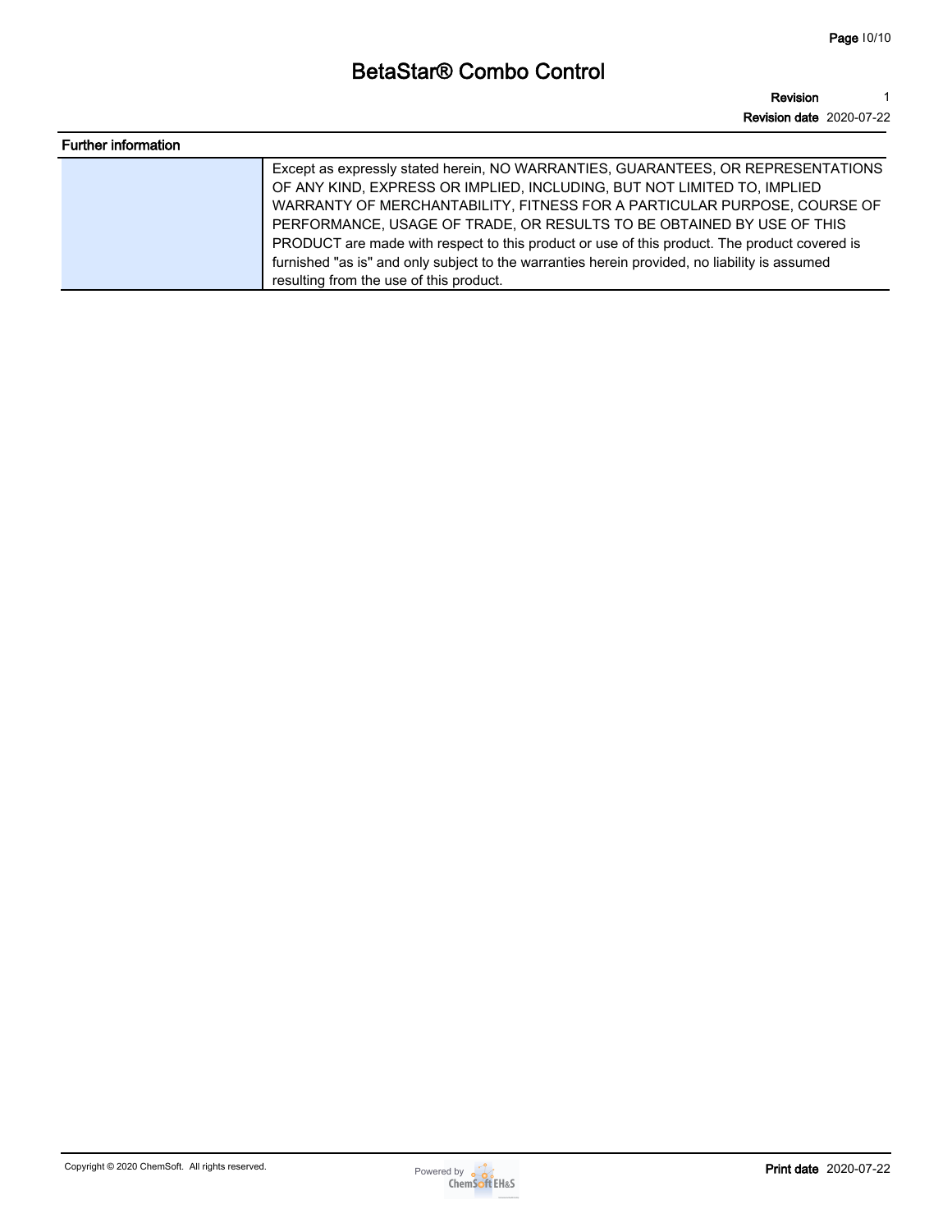## Further information

| | |
|---|---|
| | Except as expressly stated herein, NO WARRANTIES, GUARANTEES, OR REPRESENTATIONS OF ANY KIND, EXPRESS OR IMPLIED, INCLUDING, BUT NOT LIMITED TO, IMPLIED WARRANTY OF MERCHANTABILITY, FITNESS FOR A PARTICULAR PURPOSE, COURSE OF PERFORMANCE, USAGE OF TRADE, OR RESULTS TO BE OBTAINED BY USE OF THIS PRODUCT are made with respect to this product or use of this product. The product covered is furnished "as is" and only subject to the warranties herein provided, no liability is assumed resulting from the use of this product. |